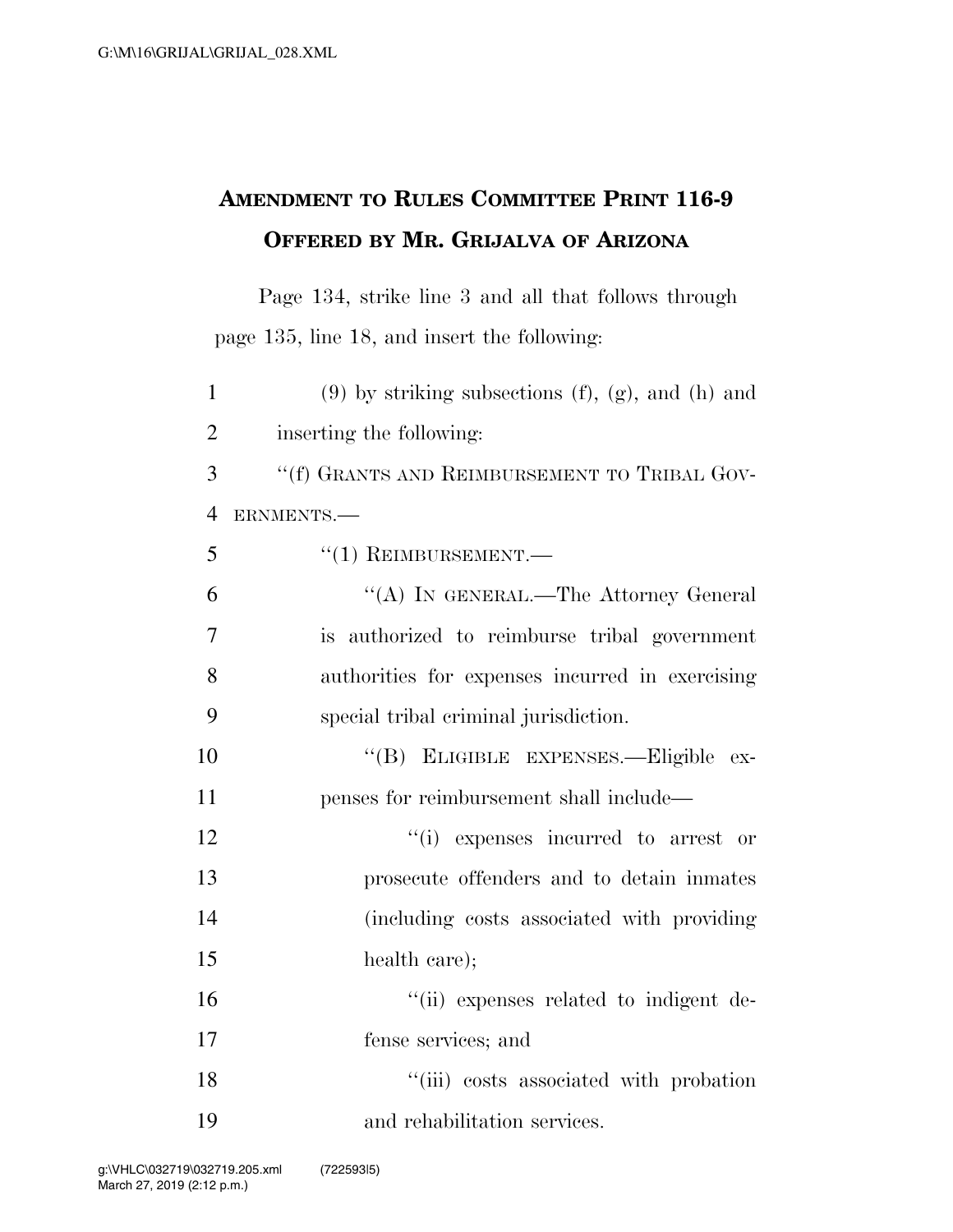## AMENDMENT TO RULES COMMITTEE PRINT 116-9
## OFFERED BY MR. GRIJALVA OF ARIZONA

Page 134, strike line 3 and all that follows through page 135, line 18, and insert the following:

1 (9) by striking subsections (f), (g), and (h) and
2 inserting the following:
3 "(f) GRANTS AND REIMBURSEMENT TO TRIBAL GOV-
4 ERNMENTS.—
5 "(1) REIMBURSEMENT.—
6 "(A) IN GENERAL.—The Attorney General
7 is authorized to reimburse tribal government
8 authorities for expenses incurred in exercising
9 special tribal criminal jurisdiction.
10 "(B) ELIGIBLE EXPENSES.—Eligible ex-
11 penses for reimbursement shall include—
12 "(i) expenses incurred to arrest or
13 prosecute offenders and to detain inmates
14 (including costs associated with providing
15 health care);
16 "(ii) expenses related to indigent de-
17 fense services; and
18 "(iii) costs associated with probation
19 and rehabilitation services.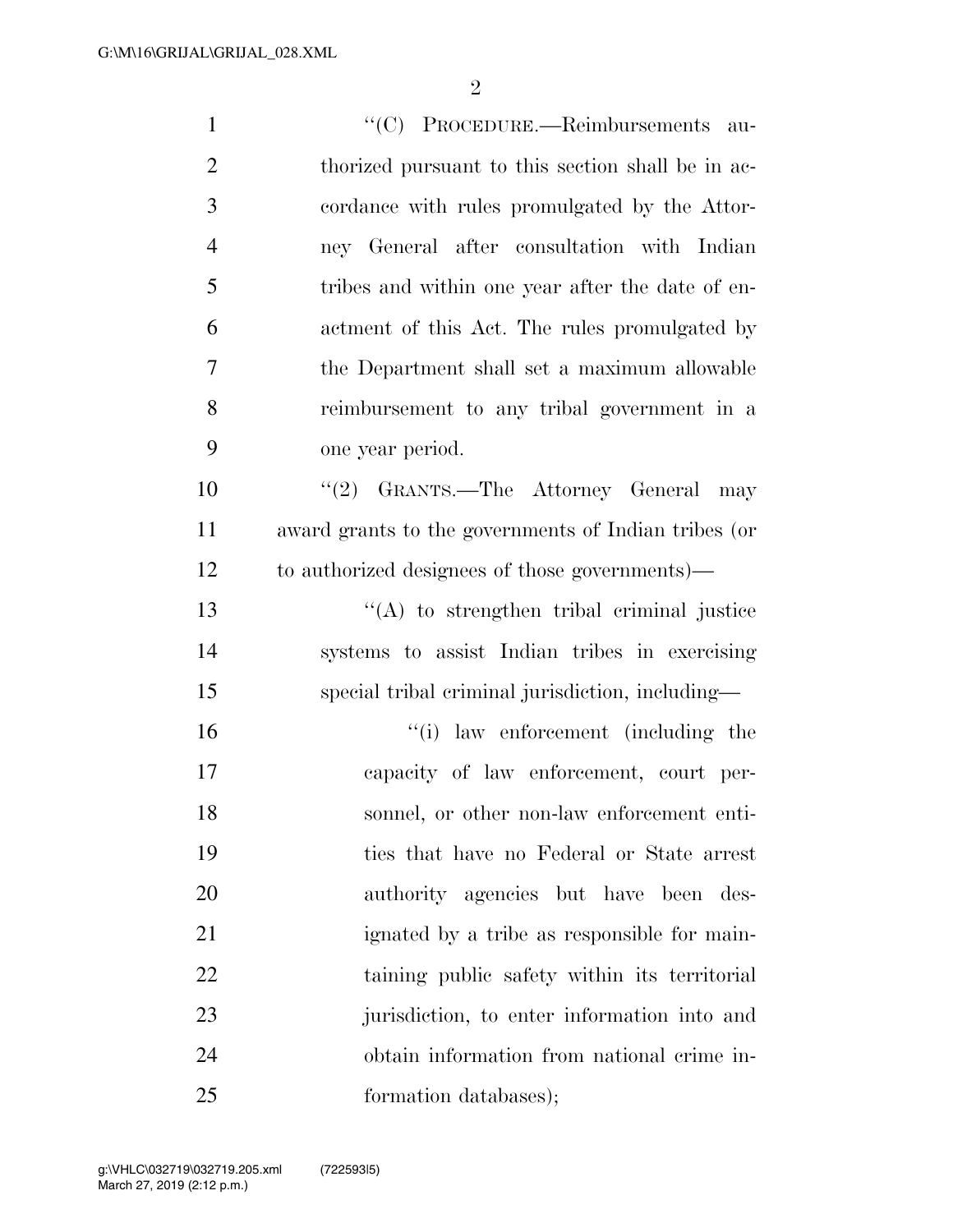"(C) PROCEDURE.—Reimbursements authorized pursuant to this section shall be in accordance with rules promulgated by the Attorney General after consultation with Indian tribes and within one year after the date of enactment of this Act. The rules promulgated by the Department shall set a maximum allowable reimbursement to any tribal government in a one year period.

"(2) GRANTS.—The Attorney General may award grants to the governments of Indian tribes (or to authorized designees of those governments)—

"(A) to strengthen tribal criminal justice systems to assist Indian tribes in exercising special tribal criminal jurisdiction, including—

"(i) law enforcement (including the capacity of law enforcement, court personnel, or other non-law enforcement entities that have no Federal or State arrest authority agencies but have been designated by a tribe as responsible for maintaining public safety within its territorial jurisdiction, to enter information into and obtain information from national crime information databases);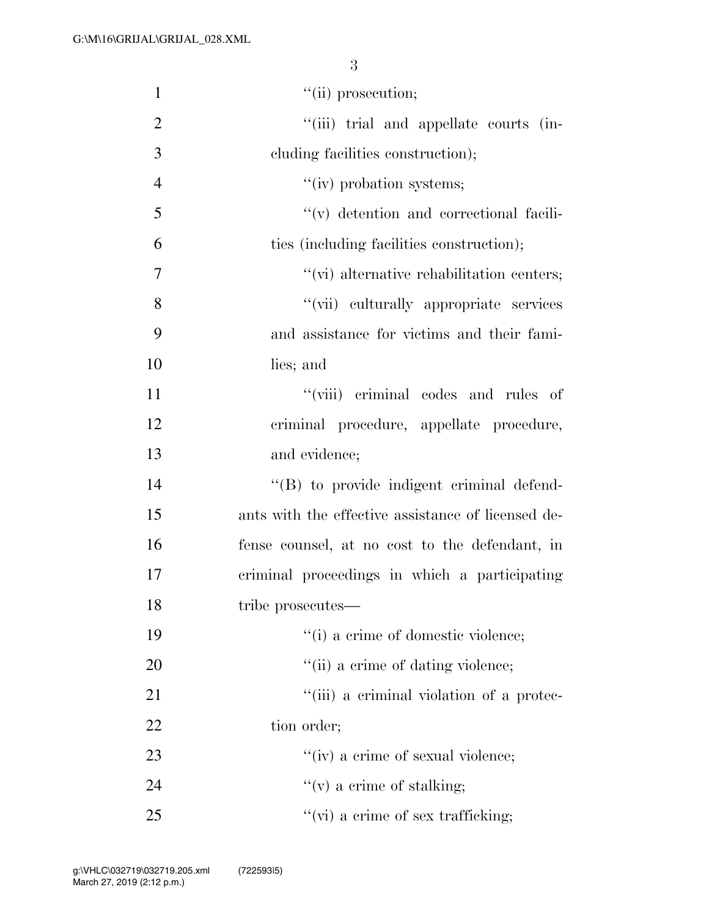''(ii) prosecution;

''(iii) trial and appellate courts (including facilities construction);

''(iv) probation systems;

''(v) detention and correctional facilities (including facilities construction);

''(vi) alternative rehabilitation centers;

''(vii) culturally appropriate services and assistance for victims and their families; and

''(viii) criminal codes and rules of criminal procedure, appellate procedure, and evidence;

''(B) to provide indigent criminal defendants with the effective assistance of licensed defense counsel, at no cost to the defendant, in criminal proceedings in which a participating tribe prosecutes—

''(i) a crime of domestic violence;

''(ii) a crime of dating violence;

''(iii) a criminal violation of a protection order;

''(iv) a crime of sexual violence;

''(v) a crime of stalking;

''(vi) a crime of sex trafficking;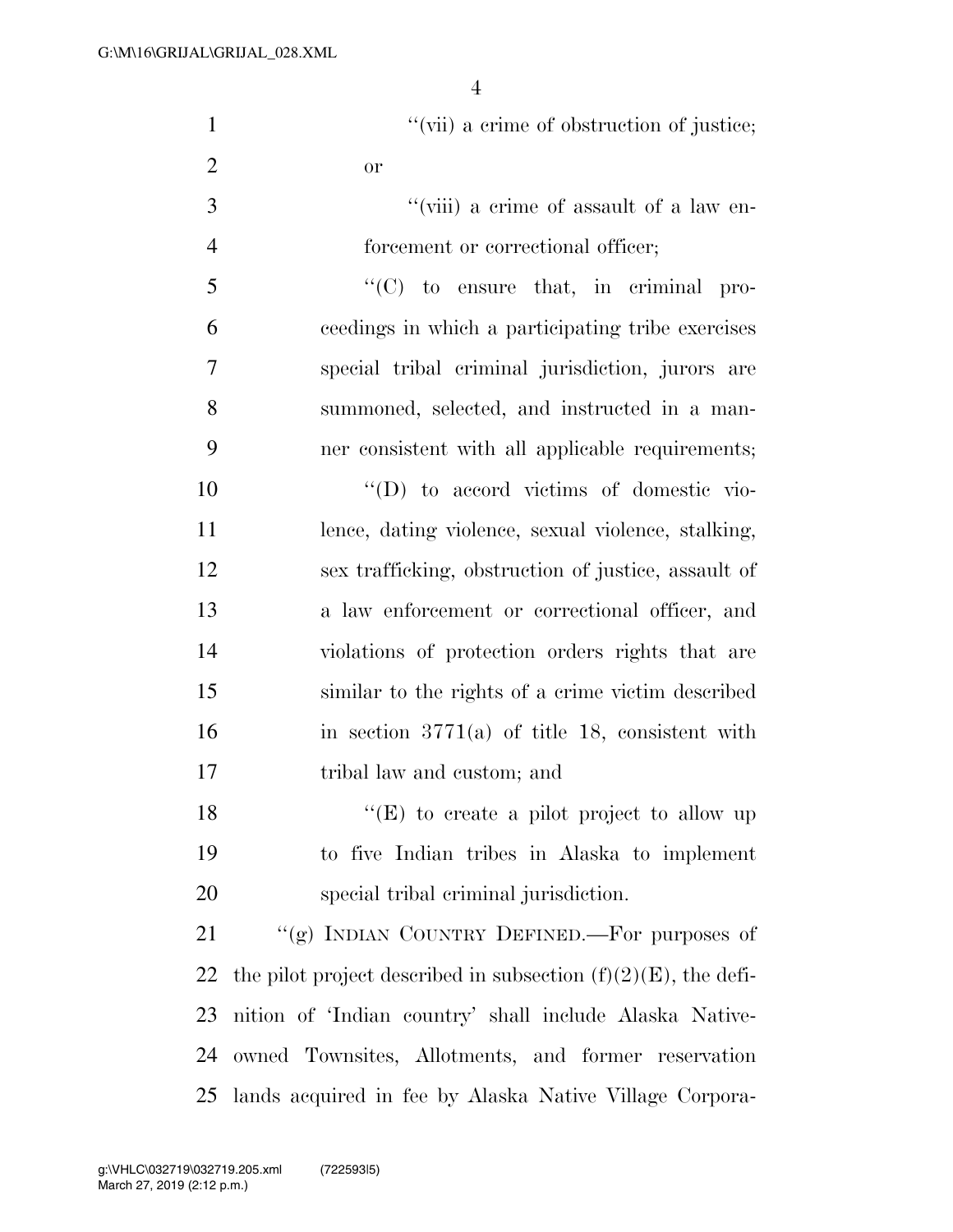"(vii) a crime of obstruction of justice; or

"(viii) a crime of assault of a law enforcement or correctional officer;

"(C) to ensure that, in criminal proceedings in which a participating tribe exercises special tribal criminal jurisdiction, jurors are summoned, selected, and instructed in a manner consistent with all applicable requirements;

"(D) to accord victims of domestic violence, dating violence, sexual violence, stalking, sex trafficking, obstruction of justice, assault of a law enforcement or correctional officer, and violations of protection orders rights that are similar to the rights of a crime victim described in section 3771(a) of title 18, consistent with tribal law and custom; and

"(E) to create a pilot project to allow up to five Indian tribes in Alaska to implement special tribal criminal jurisdiction.

"(g) INDIAN COUNTRY DEFINED.—For purposes of the pilot project described in subsection (f)(2)(E), the definition of 'Indian country' shall include Alaska Native-owned Townsites, Allotments, and former reservation lands acquired in fee by Alaska Native Village Corpora-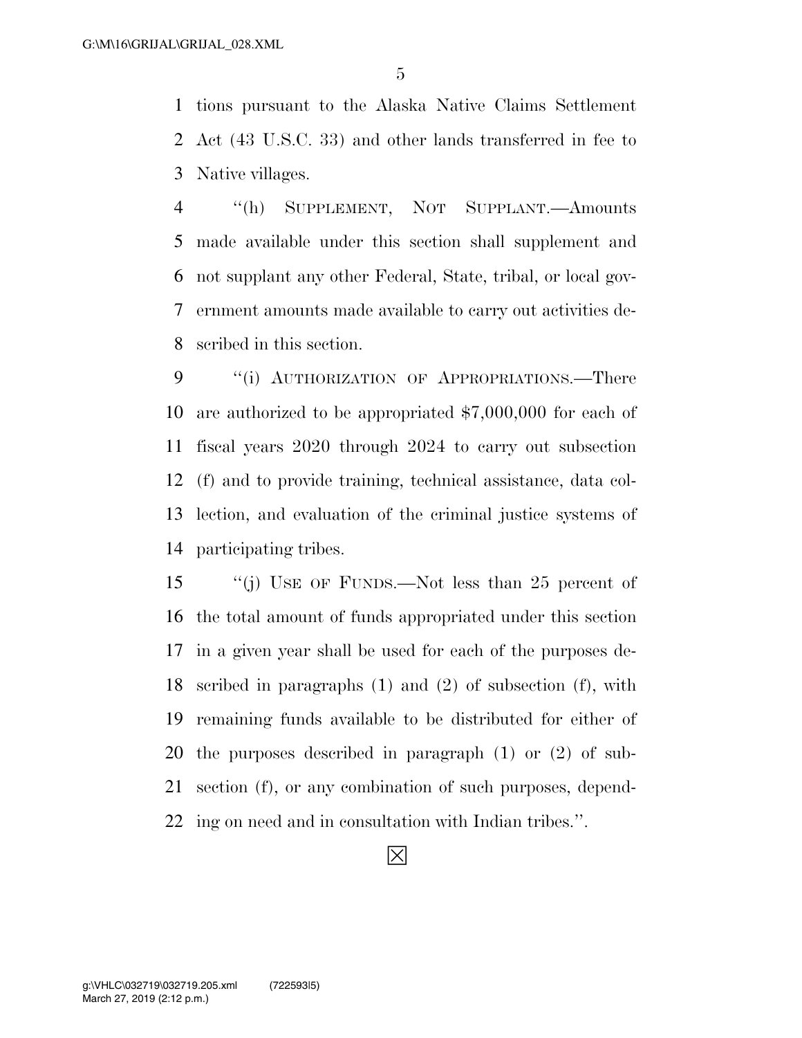tions pursuant to the Alaska Native Claims Settlement Act (43 U.S.C. 33) and other lands transferred in fee to Native villages.

"(h) SUPPLEMENT, NOT SUPPLANT.—Amounts made available under this section shall supplement and not supplant any other Federal, State, tribal, or local government amounts made available to carry out activities described in this section.

"(i) AUTHORIZATION OF APPROPRIATIONS.—There are authorized to be appropriated $7,000,000 for each of fiscal years 2020 through 2024 to carry out subsection (f) and to provide training, technical assistance, data collection, and evaluation of the criminal justice systems of participating tribes.

"(j) USE OF FUNDS.—Not less than 25 percent of the total amount of funds appropriated under this section in a given year shall be used for each of the purposes described in paragraphs (1) and (2) of subsection (f), with remaining funds available to be distributed for either of the purposes described in paragraph (1) or (2) of subsection (f), or any combination of such purposes, depending on need and in consultation with Indian tribes.".